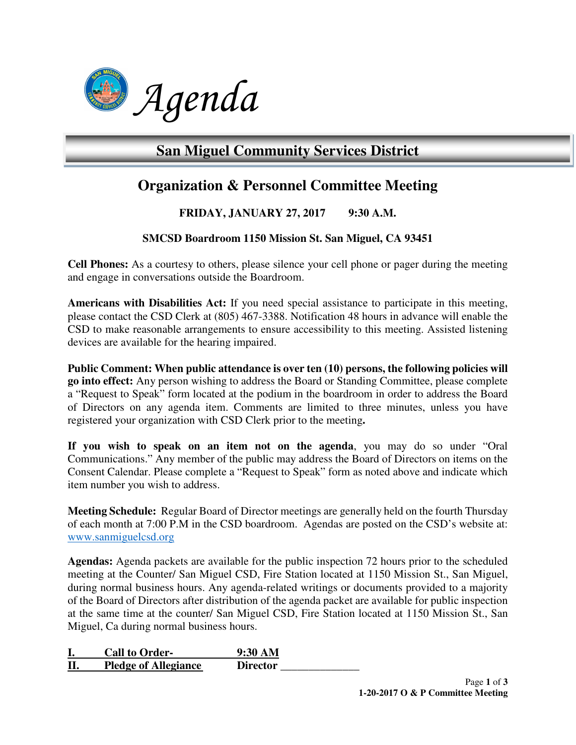# *Agenda*

## San Miguel Community Services District

## Organization & Personnel Committee Meeting

**FRIDAY, JANUARY 27, 2017 9:30 A.M.**

**SMCSD Boardroom 1150 Mission St. San Miguel, CA 93451**

**Cell Phones:** As a courtesy to others, please silence your cell phone or pager during the meeting and engage in conversations outside the Boardroom.

**Americans with Disabilities Act:** If you need special assistance to participate in this meeting, please contact the CSD Clerk at (805) 467-3388. Notification 48 hours in advance will enable the CSD to make reasonable arrangements to ensure accessibility to this meeting. Assisted listening devices are available for the hearing impaired.

**Public Comment: When public attendance is over ten (10) persons, the following policies will go into effect:** Any person wishing to address the Board or Standing Committee, please complete a "Request to Speak" form located at the podium in the boardroom in order to address the Board of Directors on any agenda item. Comments are limited to three minutes, unless you have registered your organization with CSD Clerk prior to the meeting**.**

**If you wish to speak on an item not on the agenda**, you may do so under "Oral Communications." Any member of the public may address the Board of Directors on items on the Consent Calendar. Please complete a "Request to Speak" form as noted above and indicate which item number you wish to address.

**Meeting Schedule:** Regular Board of Director meetings are generally held on the fourth Thursday of each month at 7:00 P.M in the CSD boardroom. Agendas are posted on the CSD's website at: www.sanmiguelcsd.org

**Agendas:** Agenda packets are available for the public inspection 72 hours prior to the scheduled meeting at the Counter/ San Miguel CSD, Fire Station located at 1150 Mission St., San Miguel, during normal business hours. Any agenda-related writings or documents provided to a majority of the Board of Directors after distribution of the agenda packet are available for public inspection at the same time at the counter/ San Miguel CSD, Fire Station located at 1150 Mission St., San Miguel, Ca during normal business hours.

**I. Call to Order- 9:30 AM**

**II. Pledge of Allegiance Director ______________**

**1-20-2017 O & P Committee Meeting**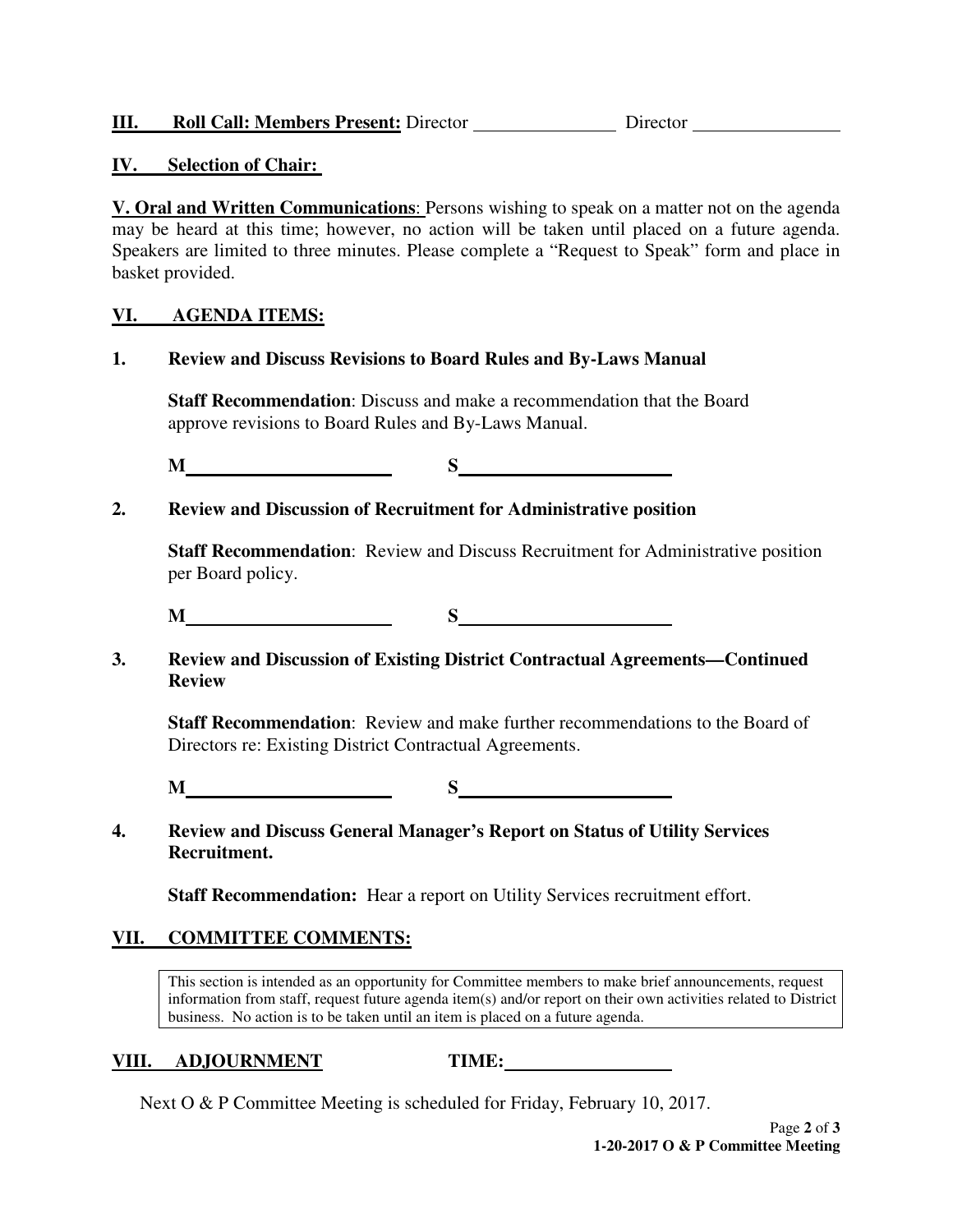**III. Roll Call: Members Present:** Director \_\_\_\_\_\_\_\_\_\_\_\_\_\_\_\_ Director \_\_\_\_\_\_\_\_\_\_\_\_\_\_\_\_

**IV. Selection of Chair:**

**V. Oral and Written Communications**: Persons wishing to speak on a matter not on the agenda may be heard at this time; however, no action will be taken until placed on a future agenda. Speakers are limited to three minutes. Please complete a "Request to Speak" form and place in basket provided.

**VI. AGENDA ITEMS:**

**1. Review and Discuss Revisions to Board Rules and By-Laws Manual**

**Staff Recommendation**: Discuss and make a recommendation that the Board approve revisions to Board Rules and By-Laws Manual.

**M**\_\_\_\_\_\_\_\_\_\_\_\_\_\_\_\_\_\_\_\_\_\_ **S**\_\_\_\_\_\_\_\_\_\_\_\_\_\_\_\_\_\_\_\_\_\_

**2. Review and Discussion of Recruitment for Administrative position**

**Staff Recommendation**: Review and Discuss Recruitment for Administrative position per Board policy.

**M**\_\_\_\_\_\_\_\_\_\_\_\_\_\_\_\_\_\_\_\_\_\_ **S**\_\_\_\_\_\_\_\_\_\_\_\_\_\_\_\_\_\_\_\_\_\_

**3. Review and Discussion of Existing District Contractual Agreements—Continued Review**

**Staff Recommendation**: Review and make further recommendations to the Board of Directors re: Existing District Contractual Agreements.

**M**\_\_\_\_\_\_\_\_\_\_\_\_\_\_\_\_\_\_\_\_\_\_ **S**\_\_\_\_\_\_\_\_\_\_\_\_\_\_\_\_\_\_\_\_\_\_

**4. Review and Discuss General Manager's Report on Status of Utility Services Recruitment.**

**Staff Recommendation:** Hear a report on Utility Services recruitment effort.

**VII. COMMITTEE COMMENTS:**

This section is intended as an opportunity for Committee members to make brief announcements, request information from staff, request future agenda item(s) and/or report on their own activities related to District business. No action is to be taken until an item is placed on a future agenda.

**VIII. ADJOURNMENT** **TIME:**\_\_\_\_\_\_\_\_\_\_\_\_\_\_\_\_\_\_

Next O & P Committee Meeting is scheduled for Friday, February 10, 2017.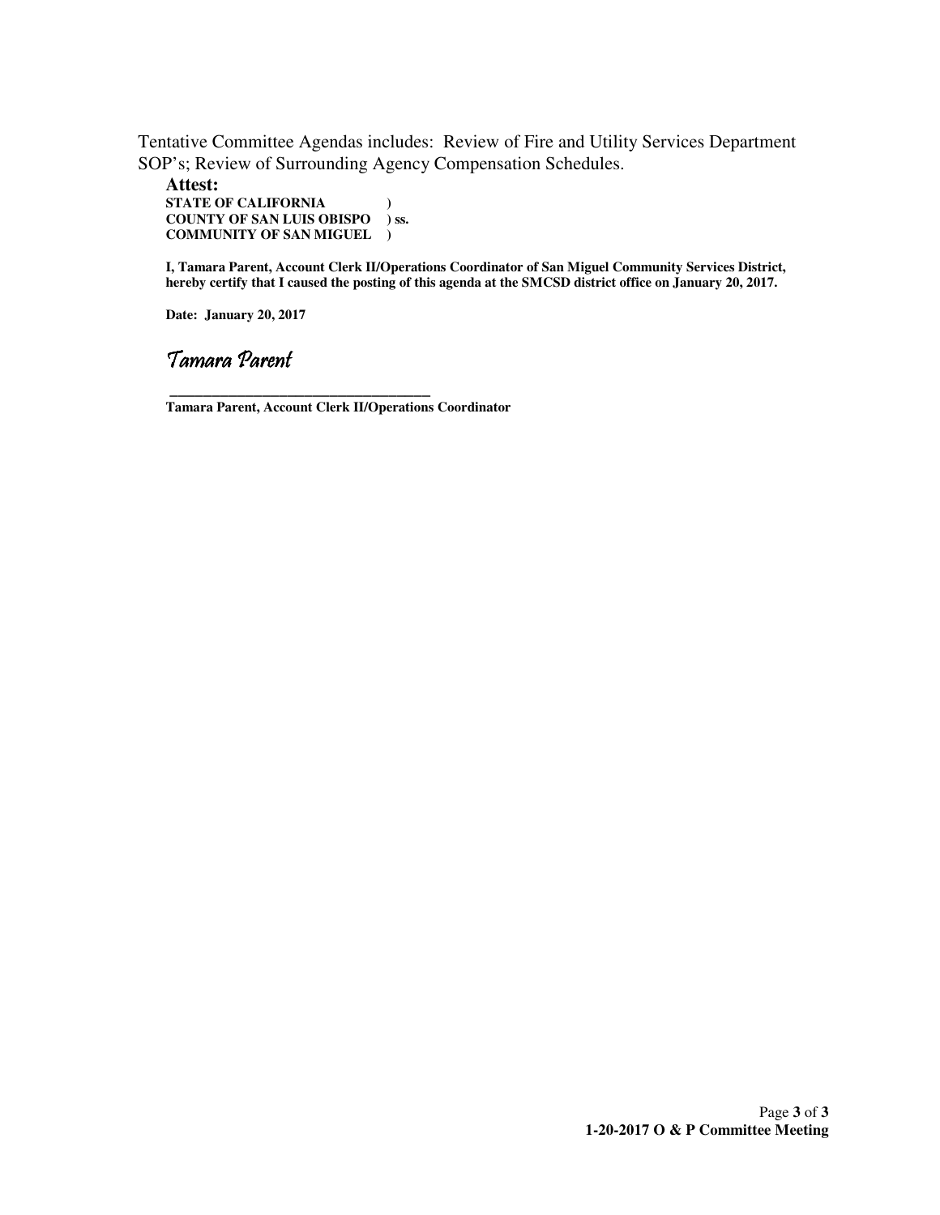Tentative Committee Agendas includes: Review of Fire and Utility Services Department SOP's; Review of Surrounding Agency Compensation Schedules.

**Attest:**

**STATE OF CALIFORNIA )**
**COUNTY OF SAN LUIS OBISPO ) ss.**
**COMMUNITY OF SAN MIGUEL )**

**I, Tamara Parent, Account Clerk II/Operations Coordinator of San Miguel Community Services District, hereby certify that I caused the posting of this agenda at the SMCSD district office on January 20, 2017.**

**Date: January 20, 2017**

*Tamara Parent*

**___________________________________**
**Tamara Parent, Account Clerk II/Operations Coordinator**